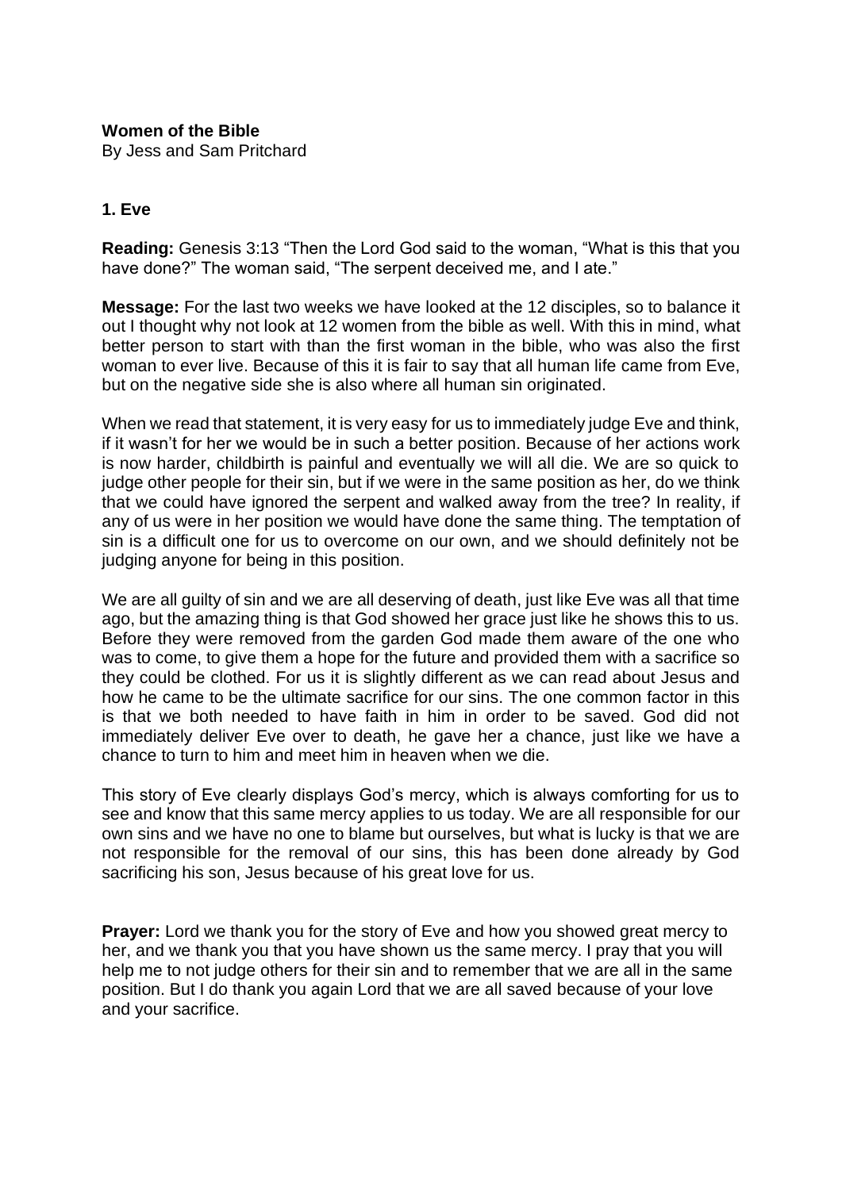**Women of the Bible**

By Jess and Sam Pritchard

### 1. Eve

**Reading:** Genesis 3:13 "Then the Lord God said to the woman, "What is this that you have done?" The woman said, "The serpent deceived me, and I ate."

**Message:** For the last two weeks we have looked at the 12 disciples, so to balance it out I thought why not look at 12 women from the bible as well. With this in mind, what better person to start with than the first woman in the bible, who was also the first woman to ever live. Because of this it is fair to say that all human life came from Eve, but on the negative side she is also where all human sin originated.

When we read that statement, it is very easy for us to immediately judge Eve and think, if it wasn't for her we would be in such a better position. Because of her actions work is now harder, childbirth is painful and eventually we will all die. We are so quick to judge other people for their sin, but if we were in the same position as her, do we think that we could have ignored the serpent and walked away from the tree? In reality, if any of us were in her position we would have done the same thing. The temptation of sin is a difficult one for us to overcome on our own, and we should definitely not be judging anyone for being in this position.

We are all guilty of sin and we are all deserving of death, just like Eve was all that time ago, but the amazing thing is that God showed her grace just like he shows this to us. Before they were removed from the garden God made them aware of the one who was to come, to give them a hope for the future and provided them with a sacrifice so they could be clothed. For us it is slightly different as we can read about Jesus and how he came to be the ultimate sacrifice for our sins. The one common factor in this is that we both needed to have faith in him in order to be saved. God did not immediately deliver Eve over to death, he gave her a chance, just like we have a chance to turn to him and meet him in heaven when we die.

This story of Eve clearly displays God's mercy, which is always comforting for us to see and know that this same mercy applies to us today. We are all responsible for our own sins and we have no one to blame but ourselves, but what is lucky is that we are not responsible for the removal of our sins, this has been done already by God sacrificing his son, Jesus because of his great love for us.

**Prayer:** Lord we thank you for the story of Eve and how you showed great mercy to her, and we thank you that you have shown us the same mercy. I pray that you will help me to not judge others for their sin and to remember that we are all in the same position. But I do thank you again Lord that we are all saved because of your love and your sacrifice.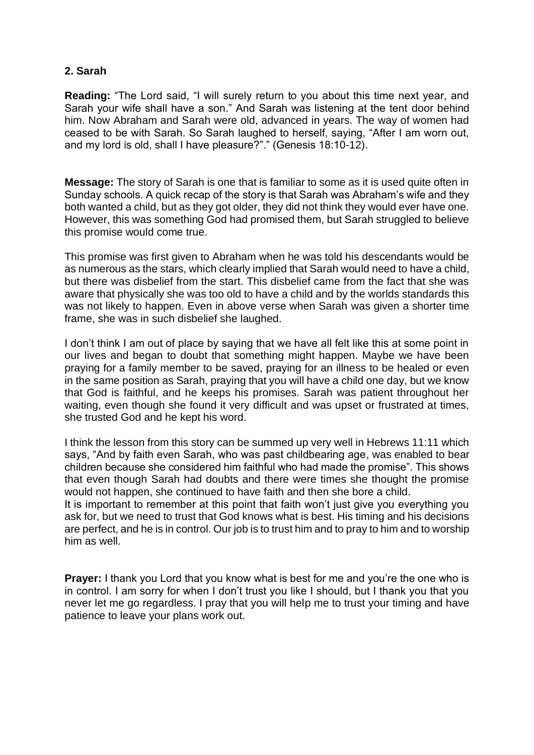**2. Sarah**

**Reading:** “The Lord said, “I will surely return to you about this time next year, and Sarah your wife shall have a son.” And Sarah was listening at the tent door behind him. Now Abraham and Sarah were old, advanced in years. The way of women had ceased to be with Sarah. So Sarah laughed to herself, saying, “After I am worn out, and my lord is old, shall I have pleasure?”.” (Genesis 18:10-12).

**Message:** The story of Sarah is one that is familiar to some as it is used quite often in Sunday schools. A quick recap of the story is that Sarah was Abraham’s wife and they both wanted a child, but as they got older, they did not think they would ever have one. However, this was something God had promised them, but Sarah struggled to believe this promise would come true.

This promise was first given to Abraham when he was told his descendants would be as numerous as the stars, which clearly implied that Sarah would need to have a child, but there was disbelief from the start. This disbelief came from the fact that she was aware that physically she was too old to have a child and by the worlds standards this was not likely to happen. Even in above verse when Sarah was given a shorter time frame, she was in such disbelief she laughed.

I don’t think I am out of place by saying that we have all felt like this at some point in our lives and began to doubt that something might happen. Maybe we have been praying for a family member to be saved, praying for an illness to be healed or even in the same position as Sarah, praying that you will have a child one day, but we know that God is faithful, and he keeps his promises. Sarah was patient throughout her waiting, even though she found it very difficult and was upset or frustrated at times, she trusted God and he kept his word.

I think the lesson from this story can be summed up very well in Hebrews 11:11 which says, “And by faith even Sarah, who was past childbearing age, was enabled to bear children because she considered him faithful who had made the promise”. This shows that even though Sarah had doubts and there were times she thought the promise would not happen, she continued to have faith and then she bore a child.
It is important to remember at this point that faith won’t just give you everything you ask for, but we need to trust that God knows what is best. His timing and his decisions are perfect, and he is in control. Our job is to trust him and to pray to him and to worship him as well.

**Prayer:** I thank you Lord that you know what is best for me and you’re the one who is in control. I am sorry for when I don’t trust you like I should, but I thank you that you never let me go regardless. I pray that you will help me to trust your timing and have patience to leave your plans work out.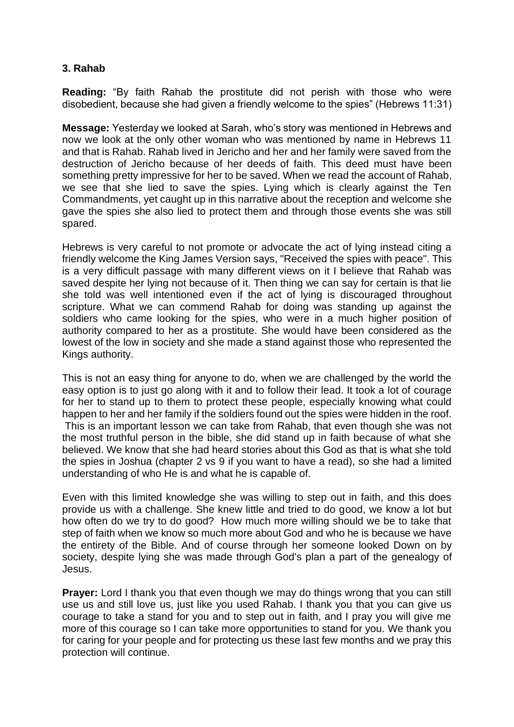**3. Rahab**

**Reading:** "By faith Rahab the prostitute did not perish with those who were disobedient, because she had given a friendly welcome to the spies" (Hebrews 11:31)

**Message:** Yesterday we looked at Sarah, who's story was mentioned in Hebrews and now we look at the only other woman who was mentioned by name in Hebrews 11 and that is Rahab. Rahab lived in Jericho and her and her family were saved from the destruction of Jericho because of her deeds of faith. This deed must have been something pretty impressive for her to be saved. When we read the account of Rahab, we see that she lied to save the spies. Lying which is clearly against the Ten Commandments, yet caught up in this narrative about the reception and welcome she gave the spies she also lied to protect them and through those events she was still spared.

Hebrews is very careful to not promote or advocate the act of lying instead citing a friendly welcome the King James Version says, "Received the spies with peace". This is a very difficult passage with many different views on it I believe that Rahab was saved despite her lying not because of it. Then thing we can say for certain is that lie she told was well intentioned even if the act of lying is discouraged throughout scripture. What we can commend Rahab for doing was standing up against the soldiers who came looking for the spies, who were in a much higher position of authority compared to her as a prostitute. She would have been considered as the lowest of the low in society and she made a stand against those who represented the Kings authority.

This is not an easy thing for anyone to do, when we are challenged by the world the easy option is to just go along with it and to follow their lead. It took a lot of courage for her to stand up to them to protect these people, especially knowing what could happen to her and her family if the soldiers found out the spies were hidden in the roof. This is an important lesson we can take from Rahab, that even though she was not the most truthful person in the bible, she did stand up in faith because of what she believed. We know that she had heard stories about this God as that is what she told the spies in Joshua (chapter 2 vs 9 if you want to have a read), so she had a limited understanding of who He is and what he is capable of.

Even with this limited knowledge she was willing to step out in faith, and this does provide us with a challenge. She knew little and tried to do good, we know a lot but how often do we try to do good? How much more willing should we be to take that step of faith when we know so much more about God and who he is because we have the entirety of the Bible. And of course through her someone looked Down on by society, despite lying she was made through God's plan a part of the genealogy of Jesus.

**Prayer:** Lord I thank you that even though we may do things wrong that you can still use us and still love us, just like you used Rahab. I thank you that you can give us courage to take a stand for you and to step out in faith, and I pray you will give me more of this courage so I can take more opportunities to stand for you. We thank you for caring for your people and for protecting us these last few months and we pray this protection will continue.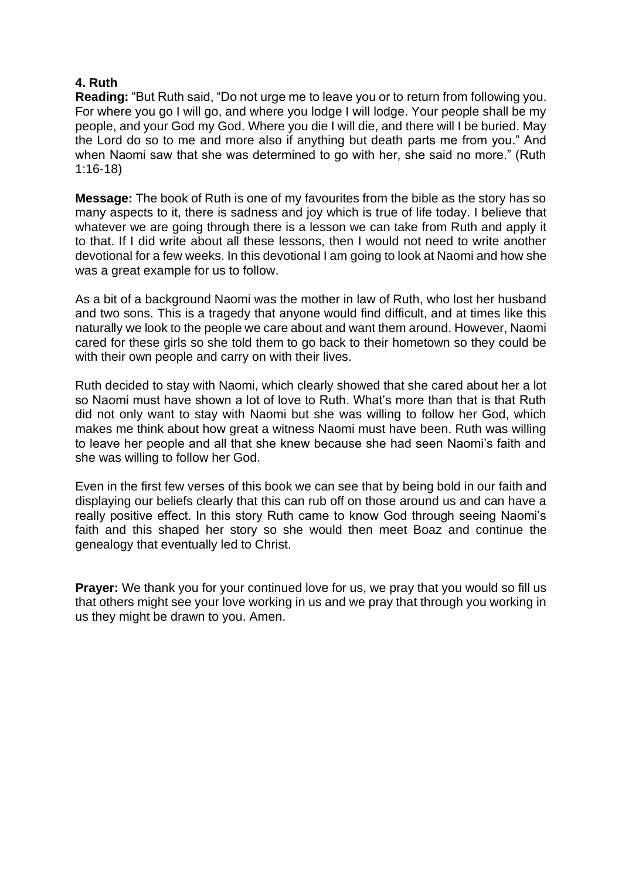**4. Ruth**

**Reading:** "But Ruth said, "Do not urge me to leave you or to return from following you. For where you go I will go, and where you lodge I will lodge. Your people shall be my people, and your God my God. Where you die I will die, and there will I be buried. May the Lord do so to me and more also if anything but death parts me from you." And when Naomi saw that she was determined to go with her, she said no more." (Ruth 1:16-18)

**Message:** The book of Ruth is one of my favourites from the bible as the story has so many aspects to it, there is sadness and joy which is true of life today. I believe that whatever we are going through there is a lesson we can take from Ruth and apply it to that. If I did write about all these lessons, then I would not need to write another devotional for a few weeks. In this devotional I am going to look at Naomi and how she was a great example for us to follow.

As a bit of a background Naomi was the mother in law of Ruth, who lost her husband and two sons. This is a tragedy that anyone would find difficult, and at times like this naturally we look to the people we care about and want them around. However, Naomi cared for these girls so she told them to go back to their hometown so they could be with their own people and carry on with their lives.

Ruth decided to stay with Naomi, which clearly showed that she cared about her a lot so Naomi must have shown a lot of love to Ruth. What's more than that is that Ruth did not only want to stay with Naomi but she was willing to follow her God, which makes me think about how great a witness Naomi must have been. Ruth was willing to leave her people and all that she knew because she had seen Naomi's faith and she was willing to follow her God.

Even in the first few verses of this book we can see that by being bold in our faith and displaying our beliefs clearly that this can rub off on those around us and can have a really positive effect. In this story Ruth came to know God through seeing Naomi's faith and this shaped her story so she would then meet Boaz and continue the genealogy that eventually led to Christ.

**Prayer:** We thank you for your continued love for us, we pray that you would so fill us that others might see your love working in us and we pray that through you working in us they might be drawn to you. Amen.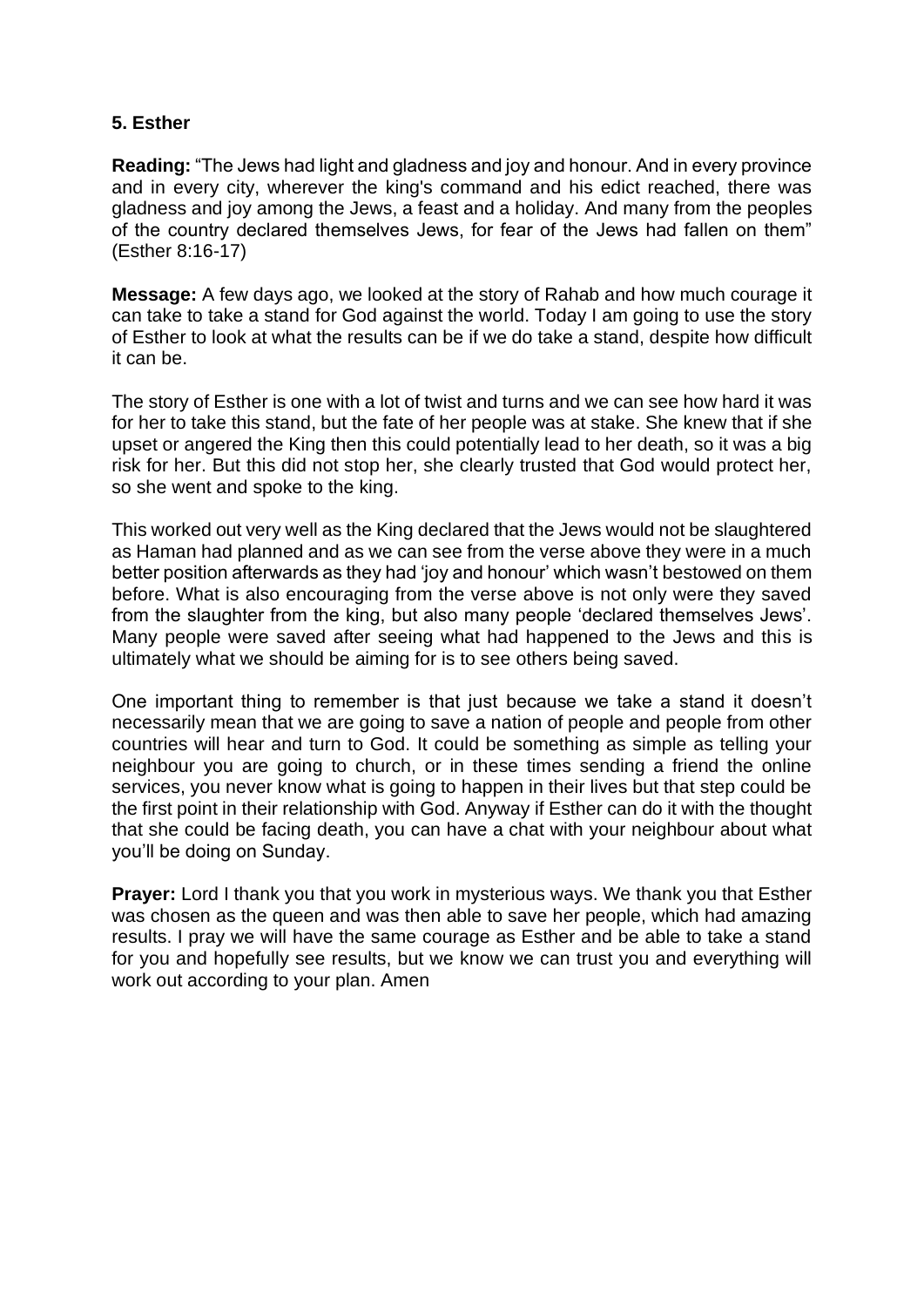**5. Esther**

**Reading:** "The Jews had light and gladness and joy and honour. And in every province and in every city, wherever the king's command and his edict reached, there was gladness and joy among the Jews, a feast and a holiday. And many from the peoples of the country declared themselves Jews, for fear of the Jews had fallen on them" (Esther 8:16-17)

**Message:** A few days ago, we looked at the story of Rahab and how much courage it can take to take a stand for God against the world. Today I am going to use the story of Esther to look at what the results can be if we do take a stand, despite how difficult it can be.

The story of Esther is one with a lot of twist and turns and we can see how hard it was for her to take this stand, but the fate of her people was at stake. She knew that if she upset or angered the King then this could potentially lead to her death, so it was a big risk for her. But this did not stop her, she clearly trusted that God would protect her, so she went and spoke to the king.

This worked out very well as the King declared that the Jews would not be slaughtered as Haman had planned and as we can see from the verse above they were in a much better position afterwards as they had 'joy and honour' which wasn't bestowed on them before. What is also encouraging from the verse above is not only were they saved from the slaughter from the king, but also many people 'declared themselves Jews'. Many people were saved after seeing what had happened to the Jews and this is ultimately what we should be aiming for is to see others being saved.

One important thing to remember is that just because we take a stand it doesn't necessarily mean that we are going to save a nation of people and people from other countries will hear and turn to God. It could be something as simple as telling your neighbour you are going to church, or in these times sending a friend the online services, you never know what is going to happen in their lives but that step could be the first point in their relationship with God. Anyway if Esther can do it with the thought that she could be facing death, you can have a chat with your neighbour about what you'll be doing on Sunday.

**Prayer:** Lord I thank you that you work in mysterious ways. We thank you that Esther was chosen as the queen and was then able to save her people, which had amazing results. I pray we will have the same courage as Esther and be able to take a stand for you and hopefully see results, but we know we can trust you and everything will work out according to your plan. Amen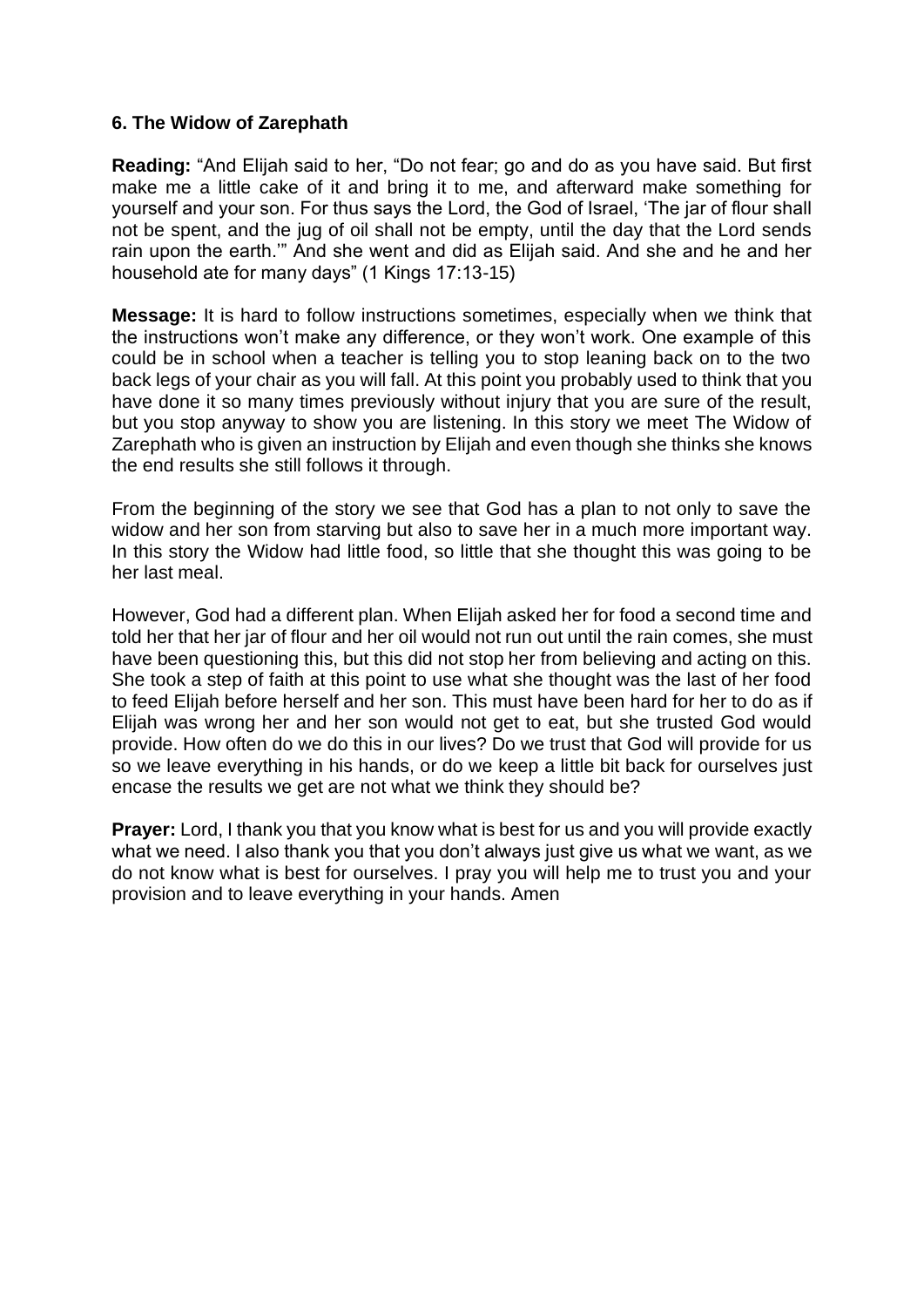### 6. The Widow of Zarephath

**Reading:** "And Elijah said to her, "Do not fear; go and do as you have said. But first make me a little cake of it and bring it to me, and afterward make something for yourself and your son. For thus says the Lord, the God of Israel, 'The jar of flour shall not be spent, and the jug of oil shall not be empty, until the day that the Lord sends rain upon the earth.'" And she went and did as Elijah said. And she and he and her household ate for many days" (1 Kings 17:13-15)

**Message:** It is hard to follow instructions sometimes, especially when we think that the instructions won't make any difference, or they won't work. One example of this could be in school when a teacher is telling you to stop leaning back on to the two back legs of your chair as you will fall. At this point you probably used to think that you have done it so many times previously without injury that you are sure of the result, but you stop anyway to show you are listening. In this story we meet The Widow of Zarephath who is given an instruction by Elijah and even though she thinks she knows the end results she still follows it through.

From the beginning of the story we see that God has a plan to not only to save the widow and her son from starving but also to save her in a much more important way. In this story the Widow had little food, so little that she thought this was going to be her last meal.

However, God had a different plan. When Elijah asked her for food a second time and told her that her jar of flour and her oil would not run out until the rain comes, she must have been questioning this, but this did not stop her from believing and acting on this. She took a step of faith at this point to use what she thought was the last of her food to feed Elijah before herself and her son. This must have been hard for her to do as if Elijah was wrong her and her son would not get to eat, but she trusted God would provide. How often do we do this in our lives? Do we trust that God will provide for us so we leave everything in his hands, or do we keep a little bit back for ourselves just encase the results we get are not what we think they should be?

**Prayer:** Lord, I thank you that you know what is best for us and you will provide exactly what we need. I also thank you that you don't always just give us what we want, as we do not know what is best for ourselves. I pray you will help me to trust you and your provision and to leave everything in your hands. Amen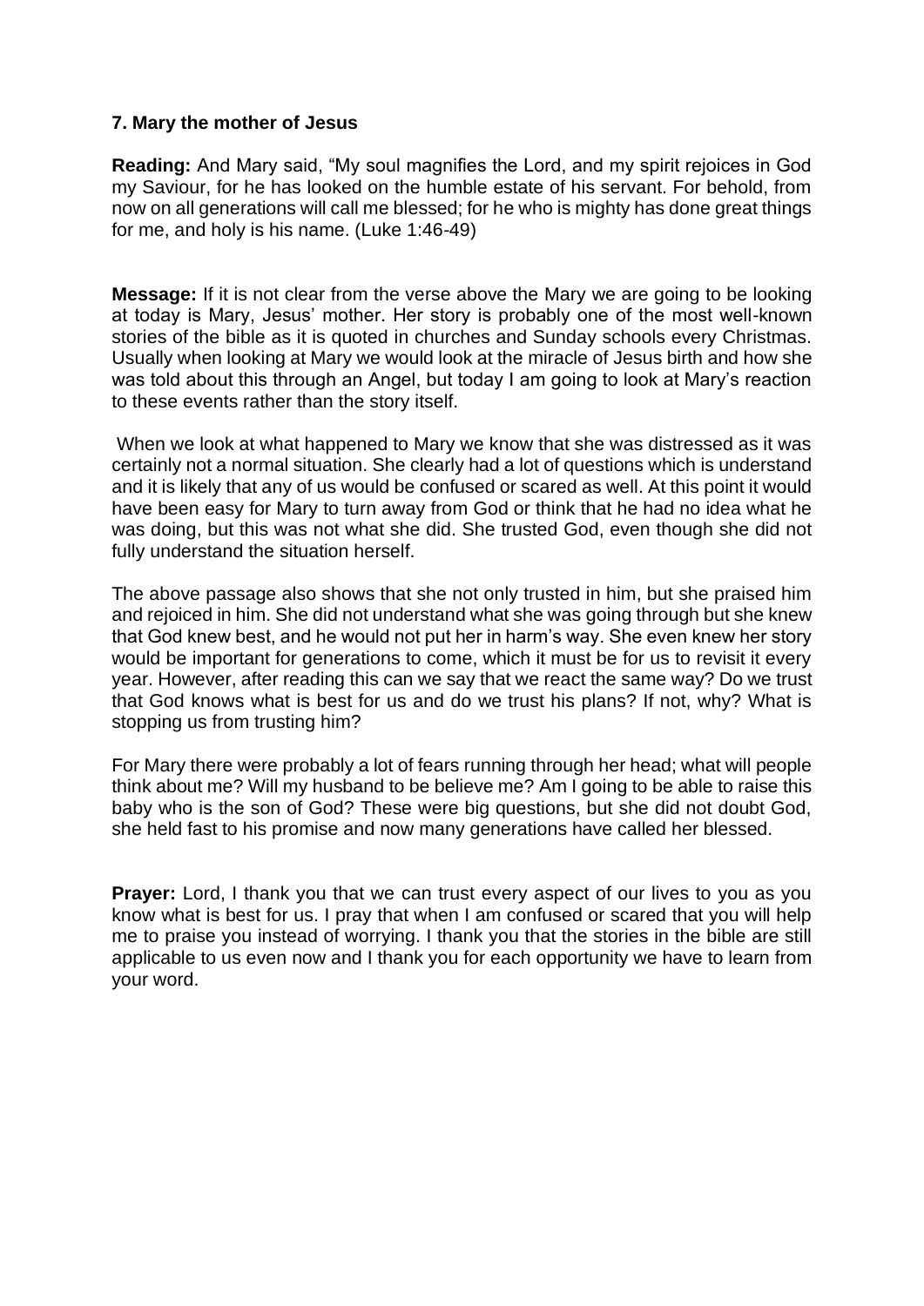**7. Mary the mother of Jesus**

**Reading:** And Mary said, "My soul magnifies the Lord, and my spirit rejoices in God my Saviour, for he has looked on the humble estate of his servant. For behold, from now on all generations will call me blessed; for he who is mighty has done great things for me, and holy is his name. (Luke 1:46-49)

**Message:** If it is not clear from the verse above the Mary we are going to be looking at today is Mary, Jesus' mother. Her story is probably one of the most well-known stories of the bible as it is quoted in churches and Sunday schools every Christmas. Usually when looking at Mary we would look at the miracle of Jesus birth and how she was told about this through an Angel, but today I am going to look at Mary's reaction to these events rather than the story itself.

When we look at what happened to Mary we know that she was distressed as it was certainly not a normal situation. She clearly had a lot of questions which is understand and it is likely that any of us would be confused or scared as well. At this point it would have been easy for Mary to turn away from God or think that he had no idea what he was doing, but this was not what she did. She trusted God, even though she did not fully understand the situation herself.

The above passage also shows that she not only trusted in him, but she praised him and rejoiced in him. She did not understand what she was going through but she knew that God knew best, and he would not put her in harm's way. She even knew her story would be important for generations to come, which it must be for us to revisit it every year. However, after reading this can we say that we react the same way? Do we trust that God knows what is best for us and do we trust his plans? If not, why? What is stopping us from trusting him?

For Mary there were probably a lot of fears running through her head; what will people think about me? Will my husband to be believe me? Am I going to be able to raise this baby who is the son of God? These were big questions, but she did not doubt God, she held fast to his promise and now many generations have called her blessed.

**Prayer:** Lord, I thank you that we can trust every aspect of our lives to you as you know what is best for us. I pray that when I am confused or scared that you will help me to praise you instead of worrying. I thank you that the stories in the bible are still applicable to us even now and I thank you for each opportunity we have to learn from your word.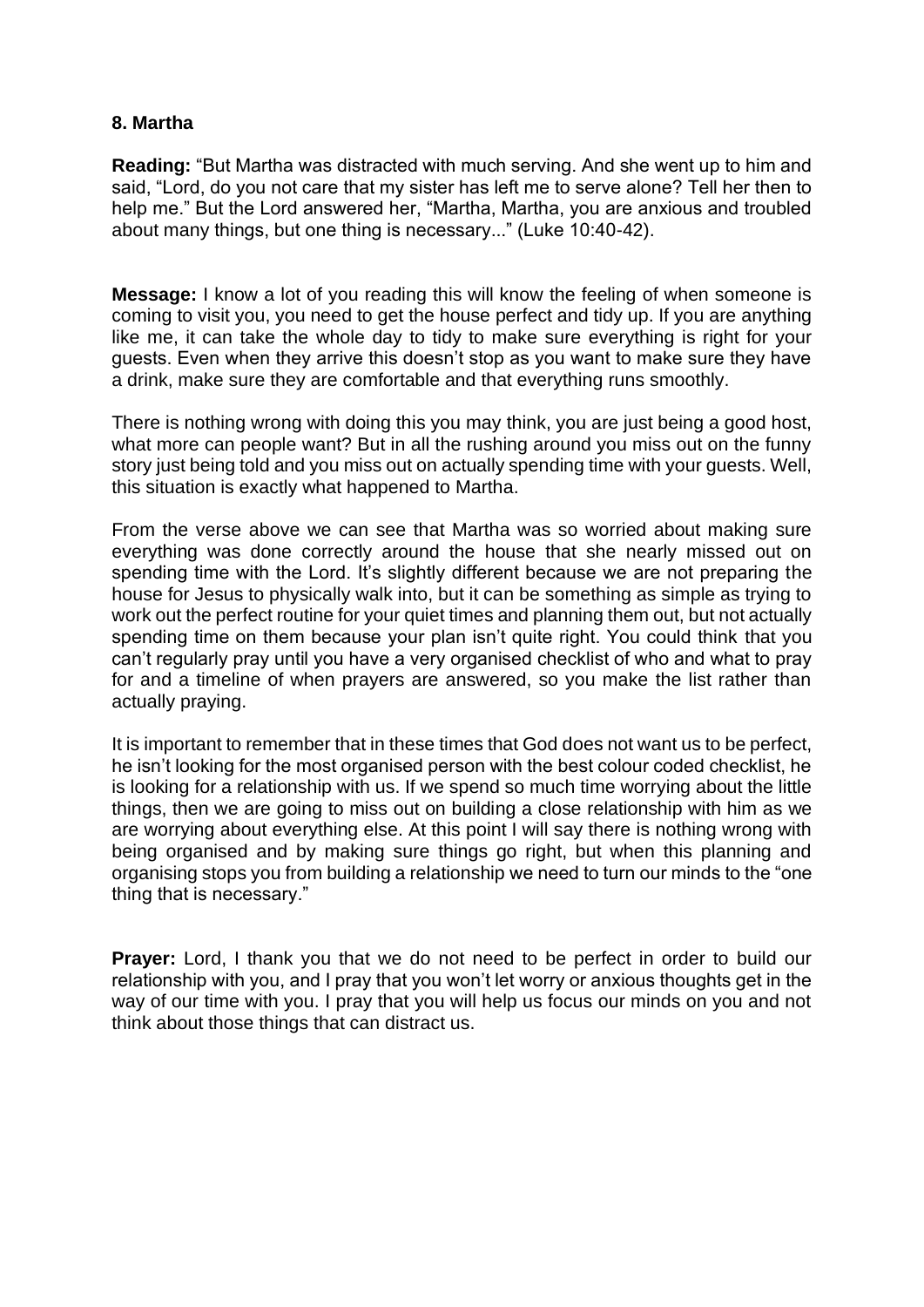## 8. Martha

**Reading:** "But Martha was distracted with much serving. And she went up to him and said, "Lord, do you not care that my sister has left me to serve alone? Tell her then to help me." But the Lord answered her, "Martha, Martha, you are anxious and troubled about many things, but one thing is necessary..." (Luke 10:40-42).

**Message:** I know a lot of you reading this will know the feeling of when someone is coming to visit you, you need to get the house perfect and tidy up. If you are anything like me, it can take the whole day to tidy to make sure everything is right for your guests. Even when they arrive this doesn't stop as you want to make sure they have a drink, make sure they are comfortable and that everything runs smoothly.

There is nothing wrong with doing this you may think, you are just being a good host, what more can people want? But in all the rushing around you miss out on the funny story just being told and you miss out on actually spending time with your guests. Well, this situation is exactly what happened to Martha.

From the verse above we can see that Martha was so worried about making sure everything was done correctly around the house that she nearly missed out on spending time with the Lord. It's slightly different because we are not preparing the house for Jesus to physically walk into, but it can be something as simple as trying to work out the perfect routine for your quiet times and planning them out, but not actually spending time on them because your plan isn't quite right. You could think that you can't regularly pray until you have a very organised checklist of who and what to pray for and a timeline of when prayers are answered, so you make the list rather than actually praying.

It is important to remember that in these times that God does not want us to be perfect, he isn't looking for the most organised person with the best colour coded checklist, he is looking for a relationship with us. If we spend so much time worrying about the little things, then we are going to miss out on building a close relationship with him as we are worrying about everything else. At this point I will say there is nothing wrong with being organised and by making sure things go right, but when this planning and organising stops you from building a relationship we need to turn our minds to the "one thing that is necessary."

**Prayer:** Lord, I thank you that we do not need to be perfect in order to build our relationship with you, and I pray that you won't let worry or anxious thoughts get in the way of our time with you. I pray that you will help us focus our minds on you and not think about those things that can distract us.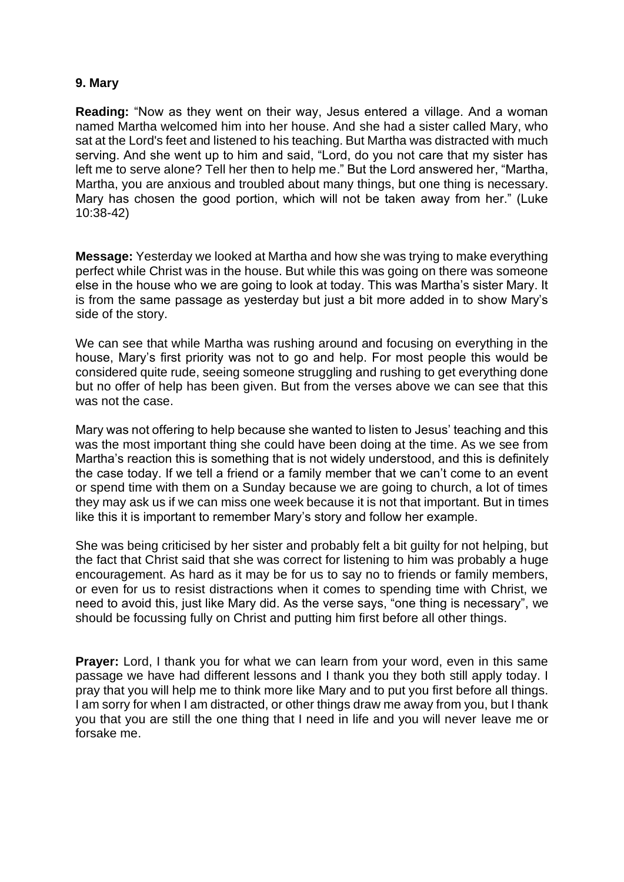**9. Mary**

**Reading:** "Now as they went on their way, Jesus entered a village. And a woman named Martha welcomed him into her house. And she had a sister called Mary, who sat at the Lord's feet and listened to his teaching. But Martha was distracted with much serving. And she went up to him and said, "Lord, do you not care that my sister has left me to serve alone? Tell her then to help me." But the Lord answered her, "Martha, Martha, you are anxious and troubled about many things, but one thing is necessary. Mary has chosen the good portion, which will not be taken away from her." (Luke 10:38-42)

**Message:** Yesterday we looked at Martha and how she was trying to make everything perfect while Christ was in the house. But while this was going on there was someone else in the house who we are going to look at today. This was Martha's sister Mary. It is from the same passage as yesterday but just a bit more added in to show Mary's side of the story.

We can see that while Martha was rushing around and focusing on everything in the house, Mary's first priority was not to go and help. For most people this would be considered quite rude, seeing someone struggling and rushing to get everything done but no offer of help has been given. But from the verses above we can see that this was not the case.

Mary was not offering to help because she wanted to listen to Jesus' teaching and this was the most important thing she could have been doing at the time. As we see from Martha's reaction this is something that is not widely understood, and this is definitely the case today. If we tell a friend or a family member that we can't come to an event or spend time with them on a Sunday because we are going to church, a lot of times they may ask us if we can miss one week because it is not that important. But in times like this it is important to remember Mary's story and follow her example.

She was being criticised by her sister and probably felt a bit guilty for not helping, but the fact that Christ said that she was correct for listening to him was probably a huge encouragement. As hard as it may be for us to say no to friends or family members, or even for us to resist distractions when it comes to spending time with Christ, we need to avoid this, just like Mary did. As the verse says, "one thing is necessary", we should be focussing fully on Christ and putting him first before all other things.

**Prayer:** Lord, I thank you for what we can learn from your word, even in this same passage we have had different lessons and I thank you they both still apply today. I pray that you will help me to think more like Mary and to put you first before all things. I am sorry for when I am distracted, or other things draw me away from you, but I thank you that you are still the one thing that I need in life and you will never leave me or forsake me.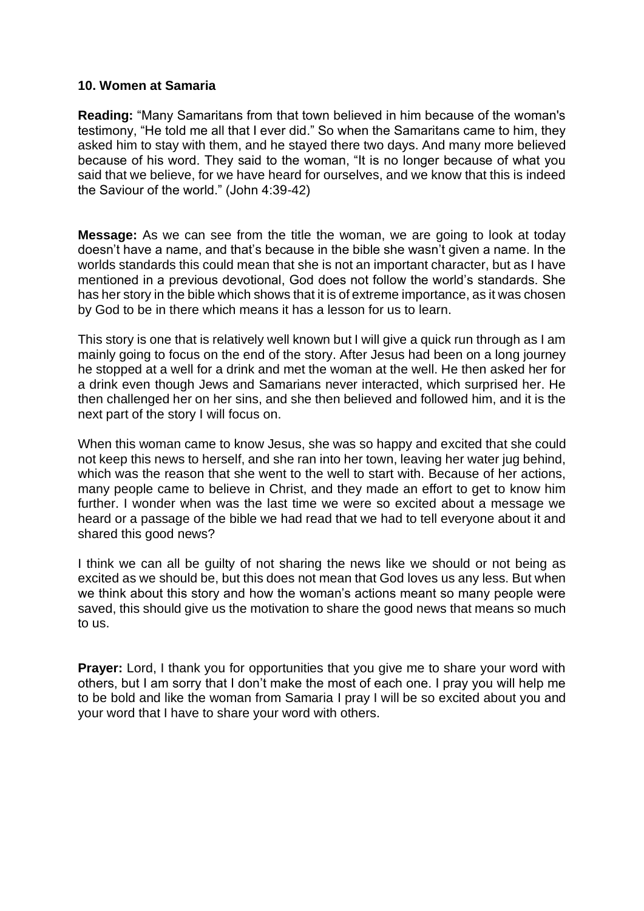### 10. Women at Samaria

**Reading:** "Many Samaritans from that town believed in him because of the woman's testimony, "He told me all that I ever did." So when the Samaritans came to him, they asked him to stay with them, and he stayed there two days. And many more believed because of his word. They said to the woman, "It is no longer because of what you said that we believe, for we have heard for ourselves, and we know that this is indeed the Saviour of the world." (John 4:39-42)

**Message:** As we can see from the title the woman, we are going to look at today doesn't have a name, and that's because in the bible she wasn't given a name. In the worlds standards this could mean that she is not an important character, but as I have mentioned in a previous devotional, God does not follow the world's standards. She has her story in the bible which shows that it is of extreme importance, as it was chosen by God to be in there which means it has a lesson for us to learn.

This story is one that is relatively well known but I will give a quick run through as I am mainly going to focus on the end of the story. After Jesus had been on a long journey he stopped at a well for a drink and met the woman at the well. He then asked her for a drink even though Jews and Samarians never interacted, which surprised her. He then challenged her on her sins, and she then believed and followed him, and it is the next part of the story I will focus on.

When this woman came to know Jesus, she was so happy and excited that she could not keep this news to herself, and she ran into her town, leaving her water jug behind, which was the reason that she went to the well to start with. Because of her actions, many people came to believe in Christ, and they made an effort to get to know him further. I wonder when was the last time we were so excited about a message we heard or a passage of the bible we had read that we had to tell everyone about it and shared this good news?

I think we can all be guilty of not sharing the news like we should or not being as excited as we should be, but this does not mean that God loves us any less. But when we think about this story and how the woman's actions meant so many people were saved, this should give us the motivation to share the good news that means so much to us.

**Prayer:** Lord, I thank you for opportunities that you give me to share your word with others, but I am sorry that I don't make the most of each one. I pray you will help me to be bold and like the woman from Samaria I pray I will be so excited about you and your word that I have to share your word with others.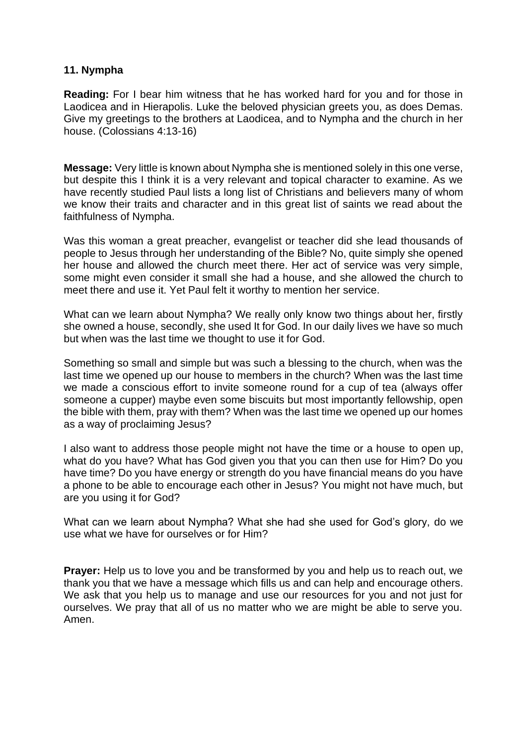### 11. Nympha

**Reading:** For I bear him witness that he has worked hard for you and for those in Laodicea and in Hierapolis. Luke the beloved physician greets you, as does Demas. Give my greetings to the brothers at Laodicea, and to Nympha and the church in her house. (Colossians 4:13-16)

**Message:** Very little is known about Nympha she is mentioned solely in this one verse, but despite this I think it is a very relevant and topical character to examine. As we have recently studied Paul lists a long list of Christians and believers many of whom we know their traits and character and in this great list of saints we read about the faithfulness of Nympha.

Was this woman a great preacher, evangelist or teacher did she lead thousands of people to Jesus through her understanding of the Bible? No, quite simply she opened her house and allowed the church meet there. Her act of service was very simple, some might even consider it small she had a house, and she allowed the church to meet there and use it. Yet Paul felt it worthy to mention her service.

What can we learn about Nympha? We really only know two things about her, firstly she owned a house, secondly, she used It for God. In our daily lives we have so much but when was the last time we thought to use it for God.

Something so small and simple but was such a blessing to the church, when was the last time we opened up our house to members in the church? When was the last time we made a conscious effort to invite someone round for a cup of tea (always offer someone a cupper) maybe even some biscuits but most importantly fellowship, open the bible with them, pray with them? When was the last time we opened up our homes as a way of proclaiming Jesus?

I also want to address those people might not have the time or a house to open up, what do you have? What has God given you that you can then use for Him? Do you have time? Do you have energy or strength do you have financial means do you have a phone to be able to encourage each other in Jesus? You might not have much, but are you using it for God?

What can we learn about Nympha? What she had she used for God's glory, do we use what we have for ourselves or for Him?

**Prayer:** Help us to love you and be transformed by you and help us to reach out, we thank you that we have a message which fills us and can help and encourage others. We ask that you help us to manage and use our resources for you and not just for ourselves. We pray that all of us no matter who we are might be able to serve you. Amen.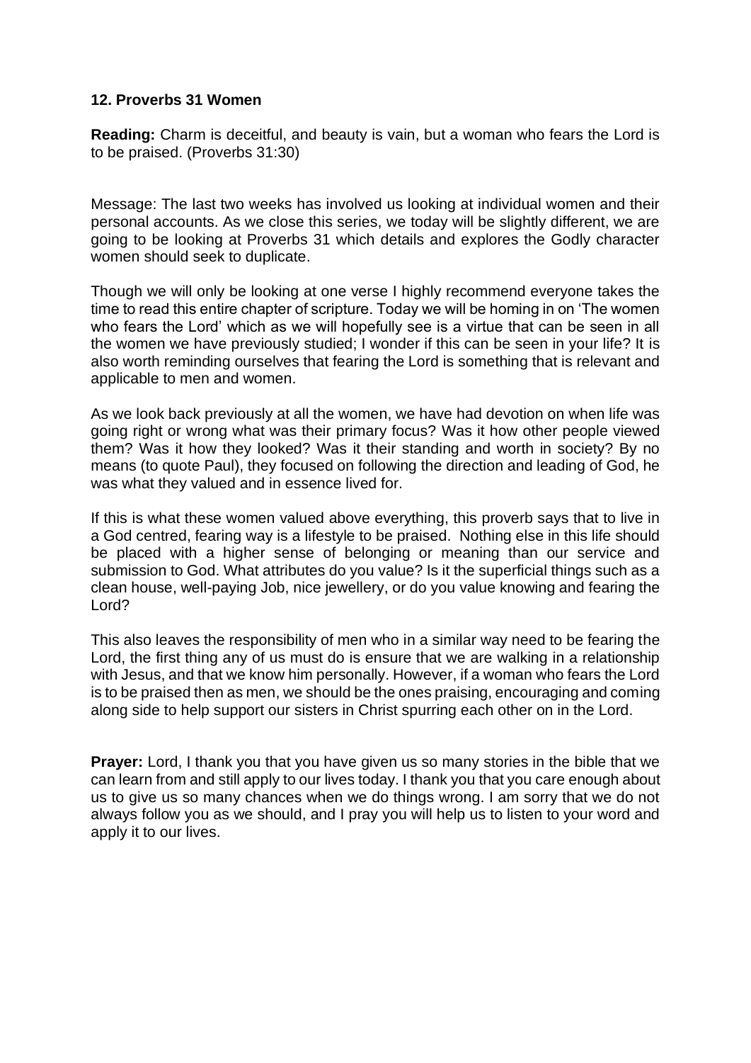**12. Proverbs 31 Women**

**Reading:** Charm is deceitful, and beauty is vain, but a woman who fears the Lord is to be praised. (Proverbs 31:30)

Message: The last two weeks has involved us looking at individual women and their personal accounts. As we close this series, we today will be slightly different, we are going to be looking at Proverbs 31 which details and explores the Godly character women should seek to duplicate.

Though we will only be looking at one verse I highly recommend everyone takes the time to read this entire chapter of scripture. Today we will be homing in on 'The women who fears the Lord' which as we will hopefully see is a virtue that can be seen in all the women we have previously studied; I wonder if this can be seen in your life? It is also worth reminding ourselves that fearing the Lord is something that is relevant and applicable to men and women.

As we look back previously at all the women, we have had devotion on when life was going right or wrong what was their primary focus? Was it how other people viewed them? Was it how they looked? Was it their standing and worth in society? By no means (to quote Paul), they focused on following the direction and leading of God, he was what they valued and in essence lived for.

If this is what these women valued above everything, this proverb says that to live in a God centred, fearing way is a lifestyle to be praised. Nothing else in this life should be placed with a higher sense of belonging or meaning than our service and submission to God. What attributes do you value? Is it the superficial things such as a clean house, well-paying Job, nice jewellery, or do you value knowing and fearing the Lord?

This also leaves the responsibility of men who in a similar way need to be fearing the Lord, the first thing any of us must do is ensure that we are walking in a relationship with Jesus, and that we know him personally. However, if a woman who fears the Lord is to be praised then as men, we should be the ones praising, encouraging and coming along side to help support our sisters in Christ spurring each other on in the Lord.

**Prayer:** Lord, I thank you that you have given us so many stories in the bible that we can learn from and still apply to our lives today. I thank you that you care enough about us to give us so many chances when we do things wrong. I am sorry that we do not always follow you as we should, and I pray you will help us to listen to your word and apply it to our lives.